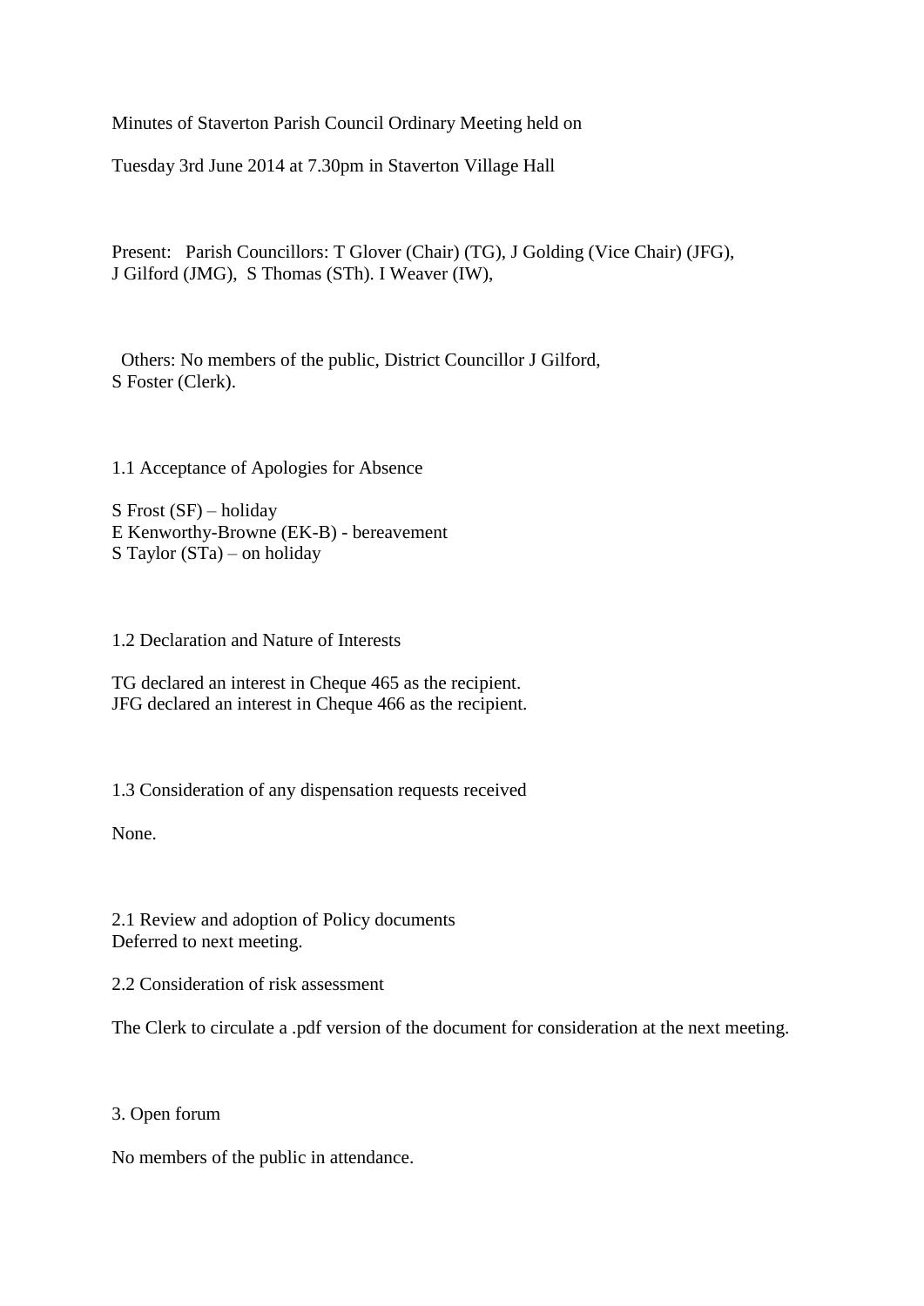Minutes of Staverton Parish Council Ordinary Meeting held on

Tuesday 3rd June 2014 at 7.30pm in Staverton Village Hall

Present: Parish Councillors: T Glover (Chair) (TG), J Golding (Vice Chair) (JFG), J Gilford (JMG), S Thomas (STh). I Weaver (IW),

Others: No members of the public, District Councillor J Gilford, S Foster (Clerk).

1.1 Acceptance of Apologies for Absence

S Frost (SF) – holiday
E Kenworthy-Browne (EK-B) - bereavement
S Taylor (STa) – on holiday

1.2 Declaration and Nature of Interests

TG declared an interest in Cheque 465 as the recipient.
JFG declared an interest in Cheque 466 as the recipient.

1.3 Consideration of any dispensation requests received

None.

2.1 Review and adoption of Policy documents
Deferred to next meeting.

2.2 Consideration of risk assessment

The Clerk to circulate a .pdf version of the document for consideration at the next meeting.

3. Open forum

No members of the public in attendance.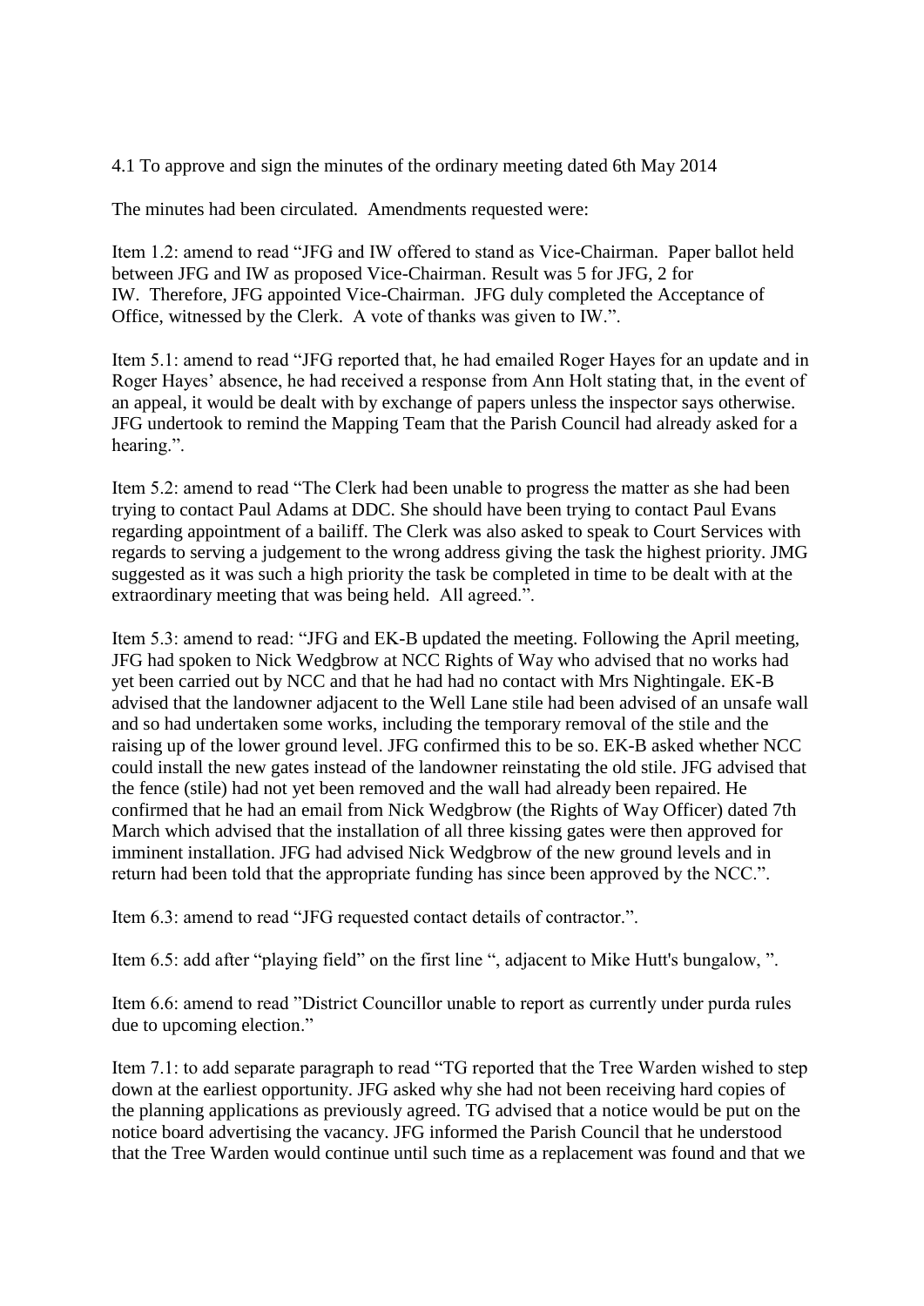4.1 To approve and sign the minutes of the ordinary meeting dated 6th May 2014

The minutes had been circulated. Amendments requested were:

Item 1.2: amend to read "JFG and IW offered to stand as Vice-Chairman. Paper ballot held between JFG and IW as proposed Vice-Chairman. Result was 5 for JFG, 2 for IW. Therefore, JFG appointed Vice-Chairman. JFG duly completed the Acceptance of Office, witnessed by the Clerk. A vote of thanks was given to IW.".

Item 5.1: amend to read "JFG reported that, he had emailed Roger Hayes for an update and in Roger Hayes' absence, he had received a response from Ann Holt stating that, in the event of an appeal, it would be dealt with by exchange of papers unless the inspector says otherwise. JFG undertook to remind the Mapping Team that the Parish Council had already asked for a hearing.".

Item 5.2: amend to read "The Clerk had been unable to progress the matter as she had been trying to contact Paul Adams at DDC. She should have been trying to contact Paul Evans regarding appointment of a bailiff. The Clerk was also asked to speak to Court Services with regards to serving a judgement to the wrong address giving the task the highest priority. JMG suggested as it was such a high priority the task be completed in time to be dealt with at the extraordinary meeting that was being held. All agreed.".

Item 5.3: amend to read: "JFG and EK-B updated the meeting. Following the April meeting, JFG had spoken to Nick Wedgbrow at NCC Rights of Way who advised that no works had yet been carried out by NCC and that he had had no contact with Mrs Nightingale. EK-B advised that the landowner adjacent to the Well Lane stile had been advised of an unsafe wall and so had undertaken some works, including the temporary removal of the stile and the raising up of the lower ground level. JFG confirmed this to be so. EK-B asked whether NCC could install the new gates instead of the landowner reinstating the old stile. JFG advised that the fence (stile) had not yet been removed and the wall had already been repaired. He confirmed that he had an email from Nick Wedgbrow (the Rights of Way Officer) dated 7th March which advised that the installation of all three kissing gates were then approved for imminent installation. JFG had advised Nick Wedgbrow of the new ground levels and in return had been told that the appropriate funding has since been approved by the NCC.".

Item 6.3: amend to read "JFG requested contact details of contractor.".

Item 6.5: add after "playing field" on the first line ", adjacent to Mike Hutt's bungalow, ".

Item 6.6: amend to read "District Councillor unable to report as currently under purda rules due to upcoming election."

Item 7.1: to add separate paragraph to read "TG reported that the Tree Warden wished to step down at the earliest opportunity. JFG asked why she had not been receiving hard copies of the planning applications as previously agreed. TG advised that a notice would be put on the notice board advertising the vacancy. JFG informed the Parish Council that he understood that the Tree Warden would continue until such time as a replacement was found and that we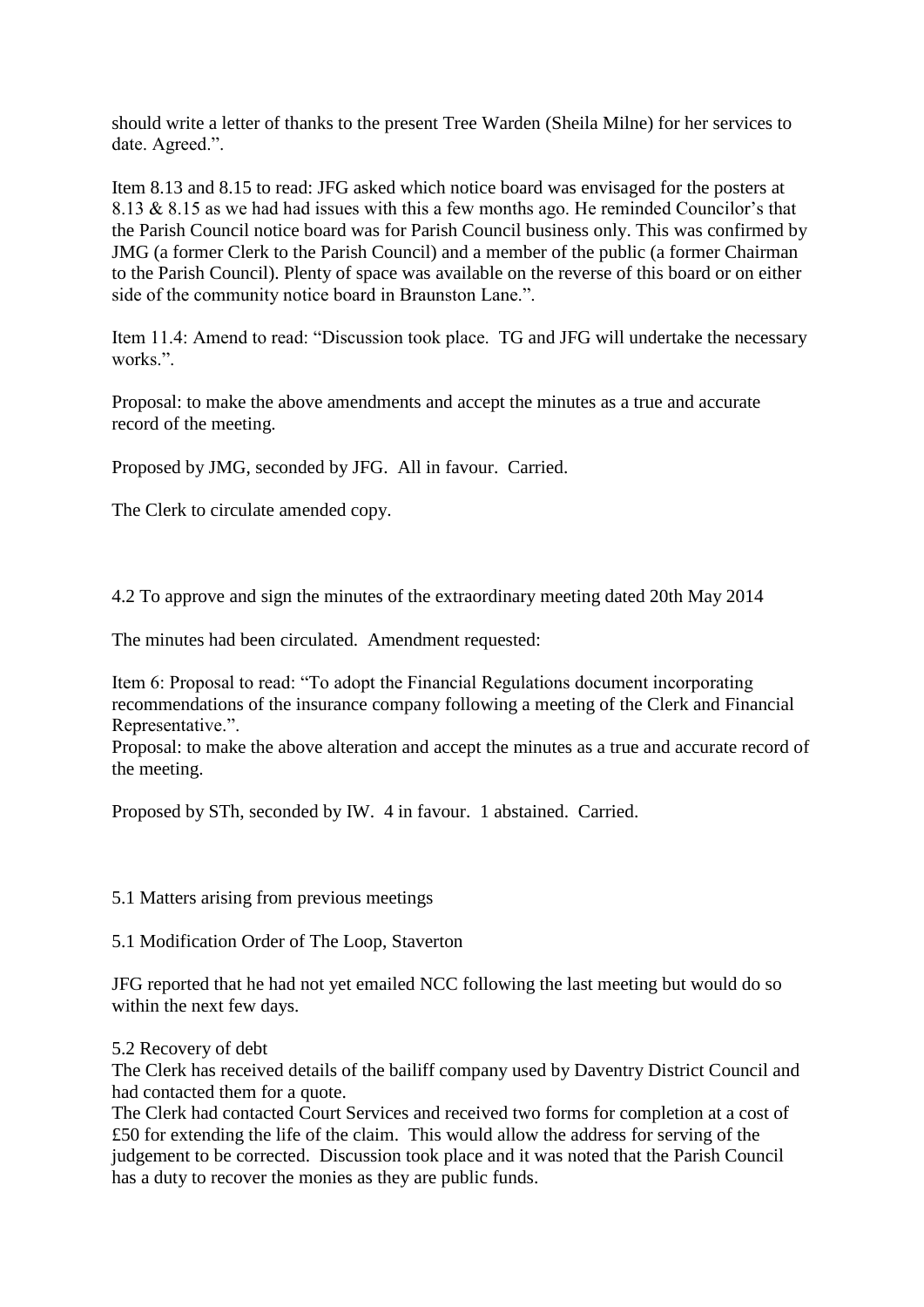should write a letter of thanks to the present Tree Warden (Sheila Milne) for her services to date. Agreed.".

Item 8.13 and 8.15 to read: JFG asked which notice board was envisaged for the posters at 8.13 & 8.15 as we had had issues with this a few months ago. He reminded Councilor's that the Parish Council notice board was for Parish Council business only. This was confirmed by JMG (a former Clerk to the Parish Council) and a member of the public (a former Chairman to the Parish Council). Plenty of space was available on the reverse of this board or on either side of the community notice board in Braunston Lane.".

Item 11.4: Amend to read: "Discussion took place. TG and JFG will undertake the necessary works.".

Proposal: to make the above amendments and accept the minutes as a true and accurate record of the meeting.

Proposed by JMG, seconded by JFG. All in favour. Carried.

The Clerk to circulate amended copy.

4.2 To approve and sign the minutes of the extraordinary meeting dated 20th May 2014

The minutes had been circulated. Amendment requested:

Item 6: Proposal to read: "To adopt the Financial Regulations document incorporating recommendations of the insurance company following a meeting of the Clerk and Financial Representative.".
Proposal: to make the above alteration and accept the minutes as a true and accurate record of the meeting.

Proposed by STh, seconded by IW. 4 in favour. 1 abstained. Carried.

5.1 Matters arising from previous meetings

5.1 Modification Order of The Loop, Staverton

JFG reported that he had not yet emailed NCC following the last meeting but would do so within the next few days.

5.2 Recovery of debt
The Clerk has received details of the bailiff company used by Daventry District Council and had contacted them for a quote.
The Clerk had contacted Court Services and received two forms for completion at a cost of £50 for extending the life of the claim. This would allow the address for serving of the judgement to be corrected. Discussion took place and it was noted that the Parish Council has a duty to recover the monies as they are public funds.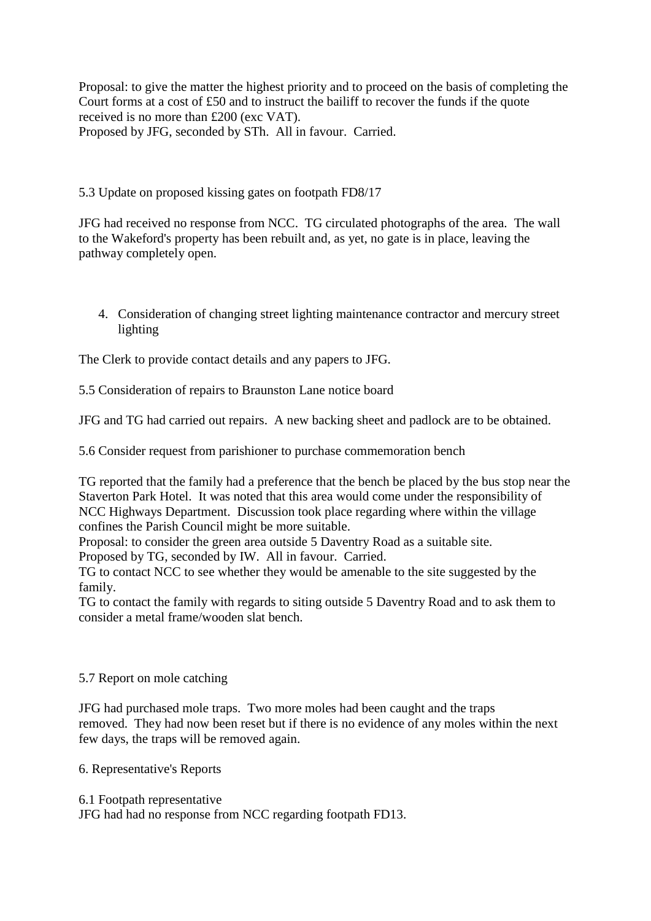Proposal: to give the matter the highest priority and to proceed on the basis of completing the Court forms at a cost of £50 and to instruct the bailiff to recover the funds if the quote received is no more than £200 (exc VAT).
Proposed by JFG, seconded by STh. All in favour. Carried.

5.3 Update on proposed kissing gates on footpath FD8/17

JFG had received no response from NCC. TG circulated photographs of the area. The wall to the Wakeford's property has been rebuilt and, as yet, no gate is in place, leaving the pathway completely open.

4. Consideration of changing street lighting maintenance contractor and mercury street lighting

The Clerk to provide contact details and any papers to JFG.

5.5 Consideration of repairs to Braunston Lane notice board

JFG and TG had carried out repairs. A new backing sheet and padlock are to be obtained.

5.6 Consider request from parishioner to purchase commemoration bench

TG reported that the family had a preference that the bench be placed by the bus stop near the Staverton Park Hotel. It was noted that this area would come under the responsibility of NCC Highways Department. Discussion took place regarding where within the village confines the Parish Council might be more suitable.
Proposal: to consider the green area outside 5 Daventry Road as a suitable site.
Proposed by TG, seconded by IW. All in favour. Carried.
TG to contact NCC to see whether they would be amenable to the site suggested by the family.
TG to contact the family with regards to siting outside 5 Daventry Road and to ask them to consider a metal frame/wooden slat bench.

5.7 Report on mole catching

JFG had purchased mole traps. Two more moles had been caught and the traps removed. They had now been reset but if there is no evidence of any moles within the next few days, the traps will be removed again.

6. Representative's Reports

6.1 Footpath representative
JFG had had no response from NCC regarding footpath FD13.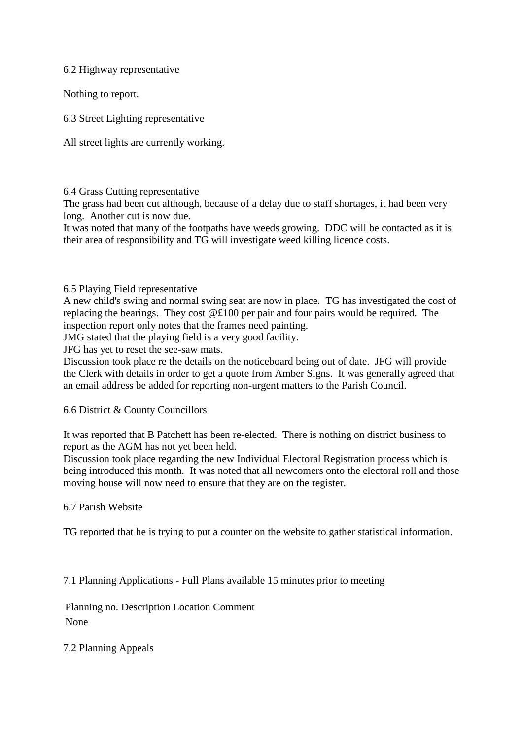6.2 Highway representative

Nothing to report.

6.3 Street Lighting representative

All street lights are currently working.

6.4 Grass Cutting representative

The grass had been cut although, because of a delay due to staff shortages, it had been very long. Another cut is now due.

It was noted that many of the footpaths have weeds growing. DDC will be contacted as it is their area of responsibility and TG will investigate weed killing licence costs.

6.5 Playing Field representative

A new child's swing and normal swing seat are now in place. TG has investigated the cost of replacing the bearings. They cost @£100 per pair and four pairs would be required. The inspection report only notes that the frames need painting.

JMG stated that the playing field is a very good facility.

JFG has yet to reset the see-saw mats.

Discussion took place re the details on the noticeboard being out of date. JFG will provide the Clerk with details in order to get a quote from Amber Signs. It was generally agreed that an email address be added for reporting non-urgent matters to the Parish Council.

6.6 District & County Councillors

It was reported that B Patchett has been re-elected. There is nothing on district business to report as the AGM has not yet been held.

Discussion took place regarding the new Individual Electoral Registration process which is being introduced this month. It was noted that all newcomers onto the electoral roll and those moving house will now need to ensure that they are on the register.

6.7 Parish Website

TG reported that he is trying to put a counter on the website to gather statistical information.

7.1 Planning Applications - Full Plans available 15 minutes prior to meeting

| Planning no. | Description | Location | Comment |
|---|---|---|---|
| None | | | |

7.2 Planning Appeals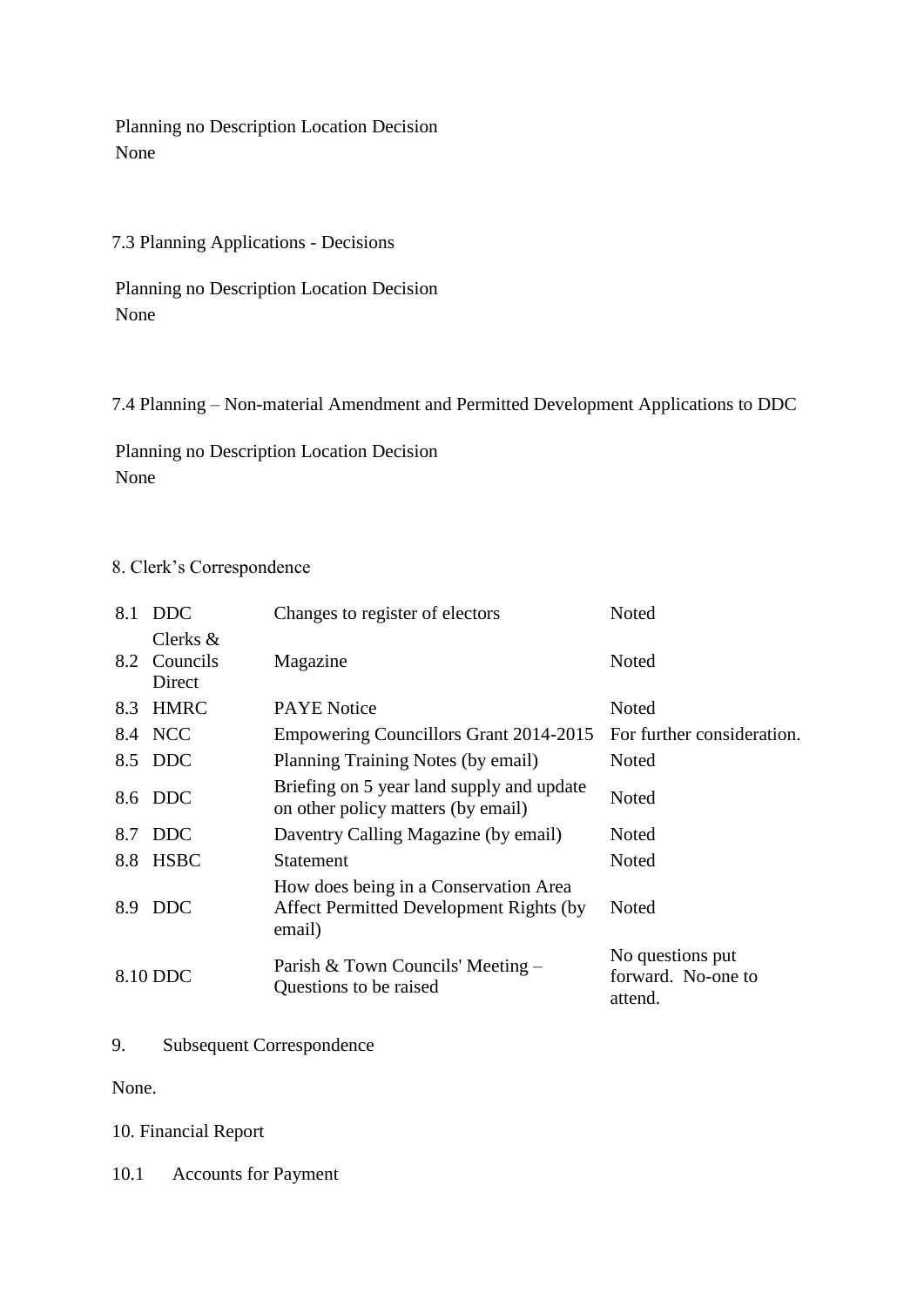| Planning no | Description | Location | Decision |
|---|---|---|---|
| None | | | |

7.3 Planning Applications - Decisions

| Planning no | Description | Location | Decision |
|---|---|---|---|
| None | | | |

7.4 Planning – Non-material Amendment and Permitted Development Applications to DDC

| Planning no | Description | Location | Decision |
|---|---|---|---|
| None | | | |

8. Clerk's Correspondence

| | | | |
|---|---|---|---|
| 8.1 | DDC | Changes to register of electors | Noted |
| 8.2 | Clerks & Councils Direct | Magazine | Noted |
| 8.3 | HMRC | PAYE Notice | Noted |
| 8.4 | NCC | Empowering Councillors Grant 2014-2015 | For further consideration. |
| 8.5 | DDC | Planning Training Notes (by email) | Noted |
| 8.6 | DDC | Briefing on 5 year land supply and update on other policy matters (by email) | Noted |
| 8.7 | DDC | Daventry Calling Magazine (by email) | Noted |
| 8.8 | HSBC | Statement | Noted |
| 8.9 | DDC | How does being in a Conservation Area Affect Permitted Development Rights (by email) | Noted |
| 8.10 | DDC | Parish & Town Councils' Meeting – Questions to be raised | No questions put forward. No-one to attend. |

9. Subsequent Correspondence

None.

10. Financial Report

10.1 Accounts for Payment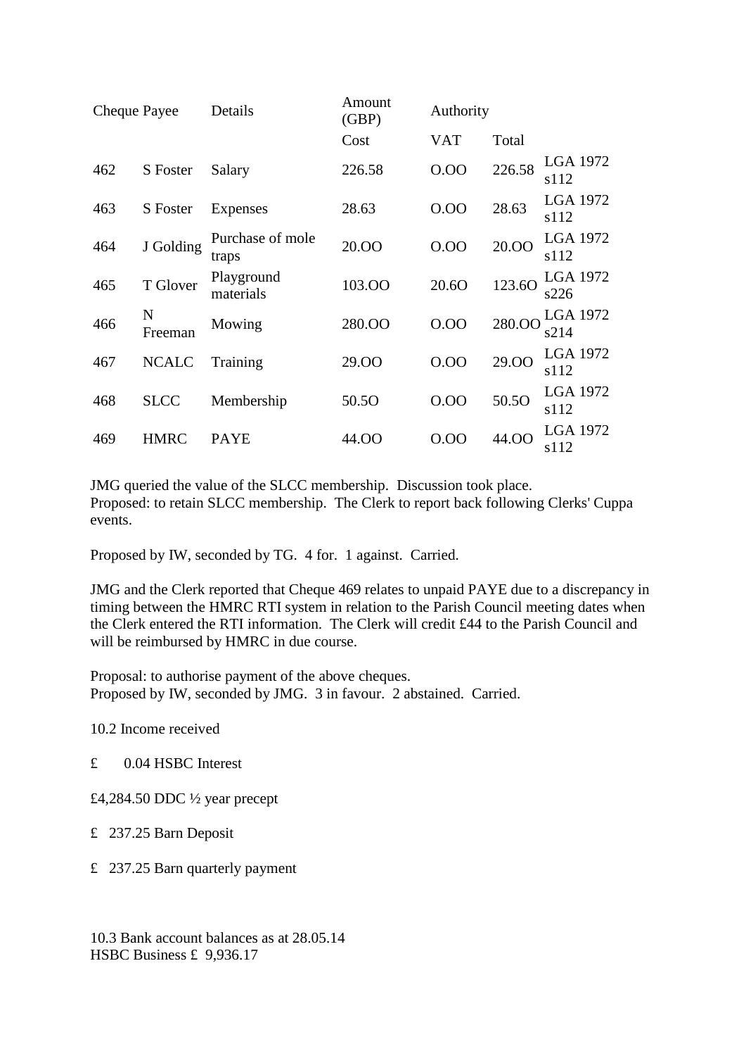| Cheque | Payee | Details | Amount (GBP) | | | Authority |
|---|---|---|---|---|---|---|
| | | | Cost | VAT | Total | |
| 462 | S Foster | Salary | 226.58 | O.OO | 226.58 | LGA 1972 s112 |
| 463 | S Foster | Expenses | 28.63 | O.OO | 28.63 | LGA 1972 s112 |
| 464 | J Golding | Purchase of mole traps | 20.OO | O.OO | 20.OO | LGA 1972 s112 |
| 465 | T Glover | Playground materials | 103.OO | 20.6O | 123.6O | LGA 1972 s226 |
| 466 | N Freeman | Mowing | 280.OO | O.OO | 280.OO | LGA 1972 s214 |
| 467 | NCALC | Training | 29.OO | O.OO | 29.OO | LGA 1972 s112 |
| 468 | SLCC | Membership | 50.5O | O.OO | 50.5O | LGA 1972 s112 |
| 469 | HMRC | PAYE | 44.OO | O.OO | 44.OO | LGA 1972 s112 |

JMG queried the value of the SLCC membership. Discussion took place.
Proposed: to retain SLCC membership. The Clerk to report back following Clerks' Cuppa events.

Proposed by IW, seconded by TG. 4 for. 1 against. Carried.

JMG and the Clerk reported that Cheque 469 relates to unpaid PAYE due to a discrepancy in timing between the HMRC RTI system in relation to the Parish Council meeting dates when the Clerk entered the RTI information. The Clerk will credit £44 to the Parish Council and will be reimbursed by HMRC in due course.

Proposal: to authorise payment of the above cheques.
Proposed by IW, seconded by JMG. 3 in favour. 2 abstained. Carried.

10.2 Income received

£ 0.04 HSBC Interest

£4,284.50 DDC ½ year precept

£ 237.25 Barn Deposit

£ 237.25 Barn quarterly payment

10.3 Bank account balances as at 28.05.14
HSBC Business £ 9,936.17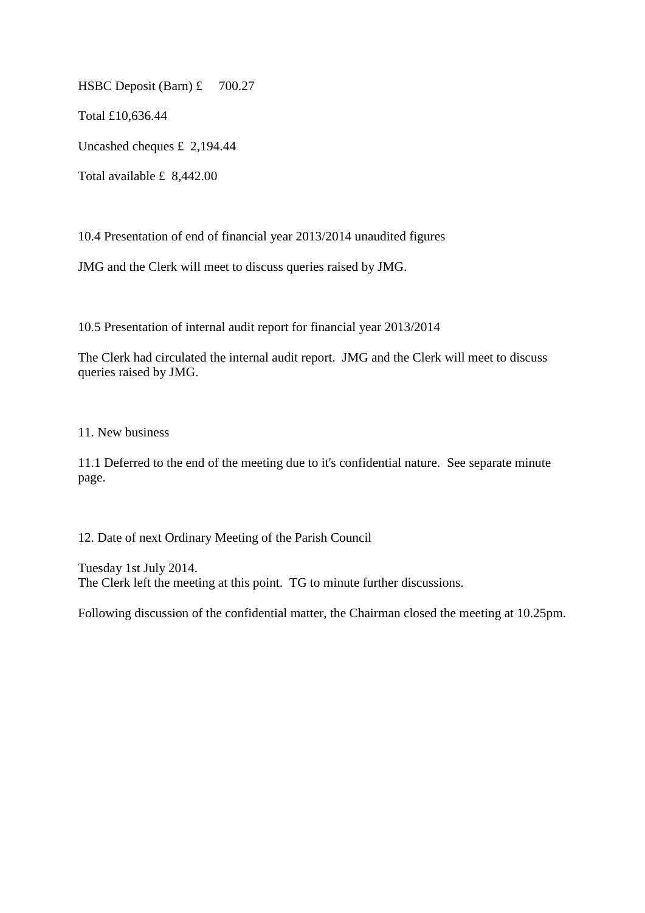HSBC Deposit (Barn) £ 700.27

Total £10,636.44

Uncashed cheques £ 2,194.44

Total available £ 8,442.00

10.4 Presentation of end of financial year 2013/2014 unaudited figures

JMG and the Clerk will meet to discuss queries raised by JMG.

10.5 Presentation of internal audit report for financial year 2013/2014

The Clerk had circulated the internal audit report. JMG and the Clerk will meet to discuss queries raised by JMG.

11. New business

11.1 Deferred to the end of the meeting due to it's confidential nature. See separate minute page.

12. Date of next Ordinary Meeting of the Parish Council

Tuesday 1st July 2014.
The Clerk left the meeting at this point. TG to minute further discussions.

Following discussion of the confidential matter, the Chairman closed the meeting at 10.25pm.